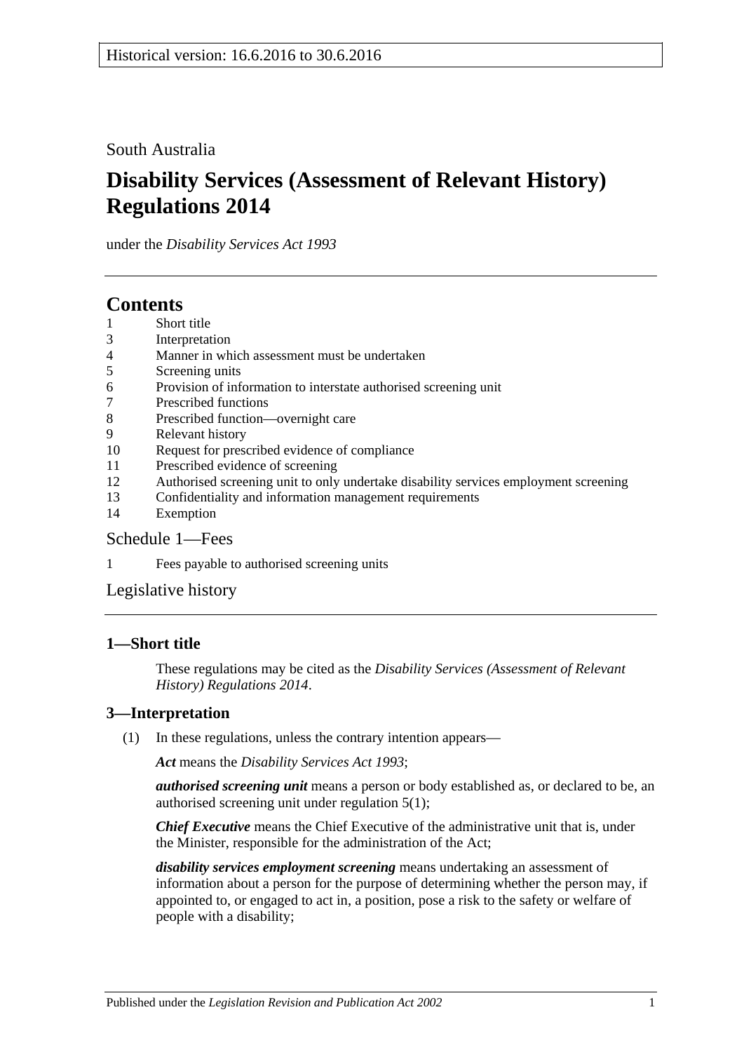Historical version: 16.6.2016 to 30.6.2016

South Australia

# Disability Services (Assessment of Relevant History) Regulations 2014

under the *Disability Services Act 1993*

## Contents

1 Short title
3 Interpretation
4 Manner in which assessment must be undertaken
5 Screening units
6 Provision of information to interstate authorised screening unit
7 Prescribed functions
8 Prescribed function—overnight care
9 Relevant history
10 Request for prescribed evidence of compliance
11 Prescribed evidence of screening
12 Authorised screening unit to only undertake disability services employment screening
13 Confidentiality and information management requirements
14 Exemption

Schedule 1—Fees

1 Fees payable to authorised screening units

Legislative history

### 1—Short title

These regulations may be cited as the *Disability Services (Assessment of Relevant History) Regulations 2014*.

### 3—Interpretation

(1) In these regulations, unless the contrary intention appears—

***Act*** means the *Disability Services Act 1993*;

***authorised screening unit*** means a person or body established as, or declared to be, an authorised screening unit under regulation 5(1);

***Chief Executive*** means the Chief Executive of the administrative unit that is, under the Minister, responsible for the administration of the Act;

***disability services employment screening*** means undertaking an assessment of information about a person for the purpose of determining whether the person may, if appointed to, or engaged to act in, a position, pose a risk to the safety or welfare of people with a disability;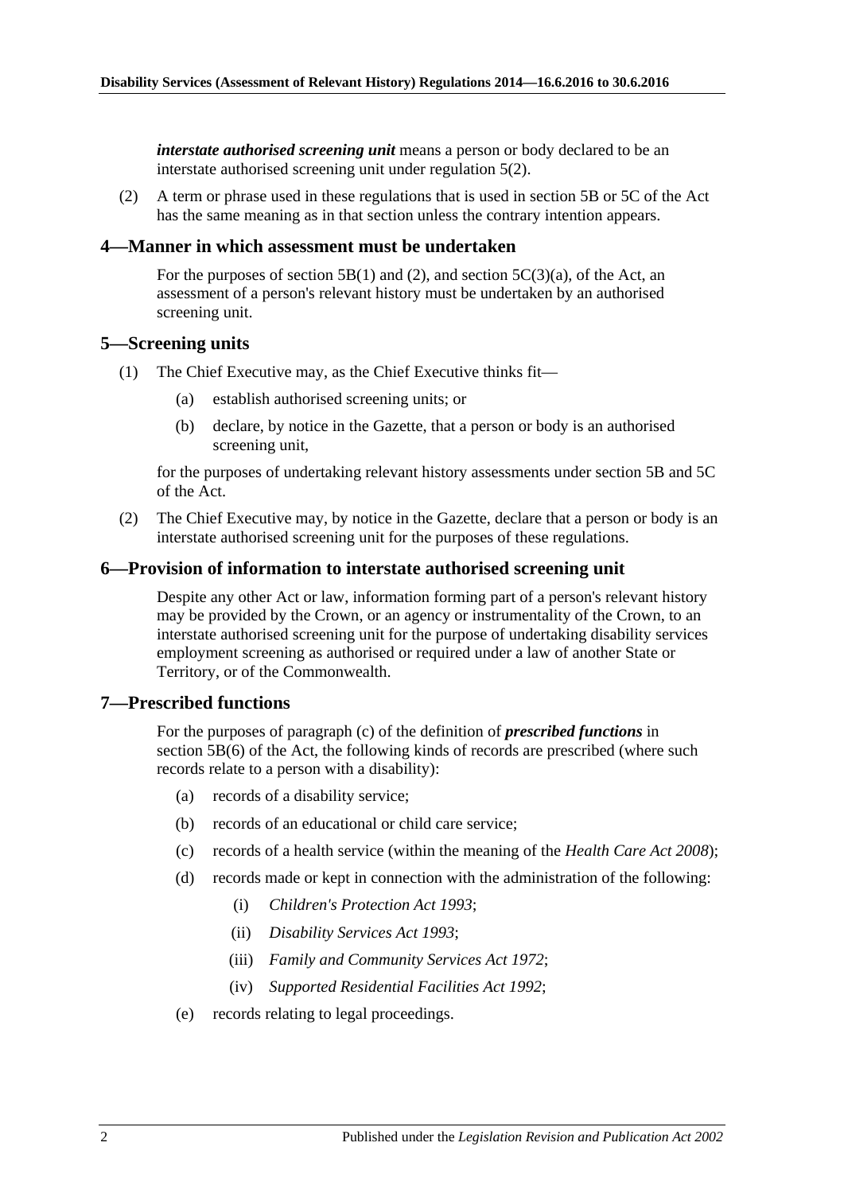***interstate authorised screening unit*** means a person or body declared to be an interstate authorised screening unit under regulation 5(2).

(2) A term or phrase used in these regulations that is used in section 5B or 5C of the Act has the same meaning as in that section unless the contrary intention appears.

## 4—Manner in which assessment must be undertaken

For the purposes of section 5B(1) and (2), and section 5C(3)(a), of the Act, an assessment of a person's relevant history must be undertaken by an authorised screening unit.

## 5—Screening units

(1) The Chief Executive may, as the Chief Executive thinks fit—

(a) establish authorised screening units; or

(b) declare, by notice in the Gazette, that a person or body is an authorised screening unit,

for the purposes of undertaking relevant history assessments under section 5B and 5C of the Act.

(2) The Chief Executive may, by notice in the Gazette, declare that a person or body is an interstate authorised screening unit for the purposes of these regulations.

## 6—Provision of information to interstate authorised screening unit

Despite any other Act or law, information forming part of a person's relevant history may be provided by the Crown, or an agency or instrumentality of the Crown, to an interstate authorised screening unit for the purpose of undertaking disability services employment screening as authorised or required under a law of another State or Territory, or of the Commonwealth.

## 7—Prescribed functions

For the purposes of paragraph (c) of the definition of ***prescribed functions*** in section 5B(6) of the Act, the following kinds of records are prescribed (where such records relate to a person with a disability):

(a) records of a disability service;

(b) records of an educational or child care service;

(c) records of a health service (within the meaning of the *Health Care Act 2008*);

(d) records made or kept in connection with the administration of the following:

(i) *Children's Protection Act 1993*;

(ii) *Disability Services Act 1993*;

(iii) *Family and Community Services Act 1972*;

(iv) *Supported Residential Facilities Act 1992*;

(e) records relating to legal proceedings.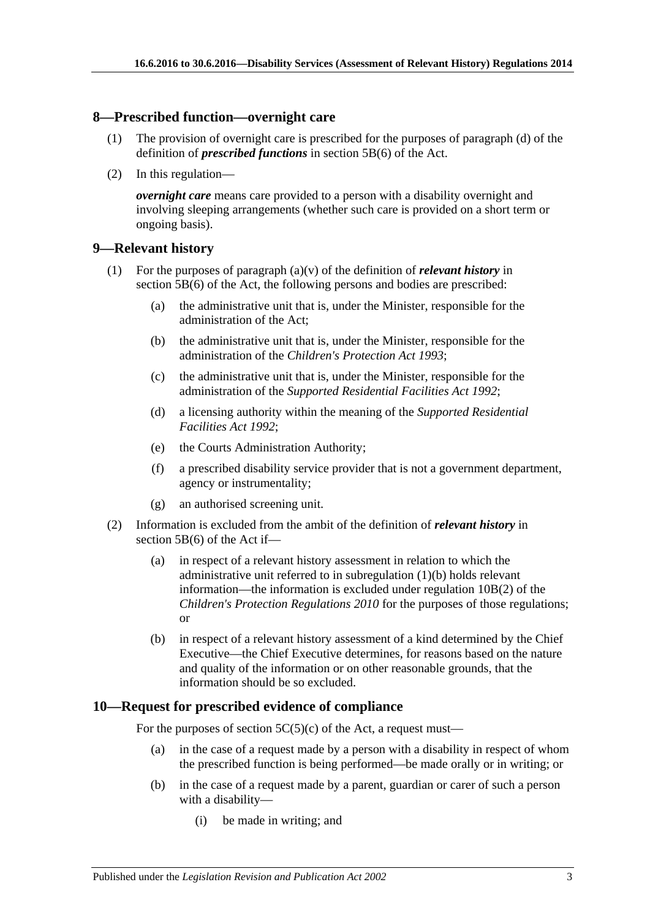## 8—Prescribed function—overnight care

(1) The provision of overnight care is prescribed for the purposes of paragraph (d) of the definition of ***prescribed functions*** in section 5B(6) of the Act.

(2) In this regulation—

***overnight care*** means care provided to a person with a disability overnight and involving sleeping arrangements (whether such care is provided on a short term or ongoing basis).

## 9—Relevant history

(1) For the purposes of paragraph (a)(v) of the definition of ***relevant history*** in section 5B(6) of the Act, the following persons and bodies are prescribed:

- (a) the administrative unit that is, under the Minister, responsible for the administration of the Act;
- (b) the administrative unit that is, under the Minister, responsible for the administration of the *Children's Protection Act 1993*;
- (c) the administrative unit that is, under the Minister, responsible for the administration of the *Supported Residential Facilities Act 1992*;
- (d) a licensing authority within the meaning of the *Supported Residential Facilities Act 1992*;
- (e) the Courts Administration Authority;
- (f) a prescribed disability service provider that is not a government department, agency or instrumentality;
- (g) an authorised screening unit.

(2) Information is excluded from the ambit of the definition of ***relevant history*** in section 5B(6) of the Act if—

- (a) in respect of a relevant history assessment in relation to which the administrative unit referred to in subregulation (1)(b) holds relevant information—the information is excluded under regulation 10B(2) of the *Children's Protection Regulations 2010* for the purposes of those regulations; or
- (b) in respect of a relevant history assessment of a kind determined by the Chief Executive—the Chief Executive determines, for reasons based on the nature and quality of the information or on other reasonable grounds, that the information should be so excluded.

## 10—Request for prescribed evidence of compliance

For the purposes of section 5C(5)(c) of the Act, a request must—

- (a) in the case of a request made by a person with a disability in respect of whom the prescribed function is being performed—be made orally or in writing; or
- (b) in the case of a request made by a parent, guardian or carer of such a person with a disability—
  - (i) be made in writing; and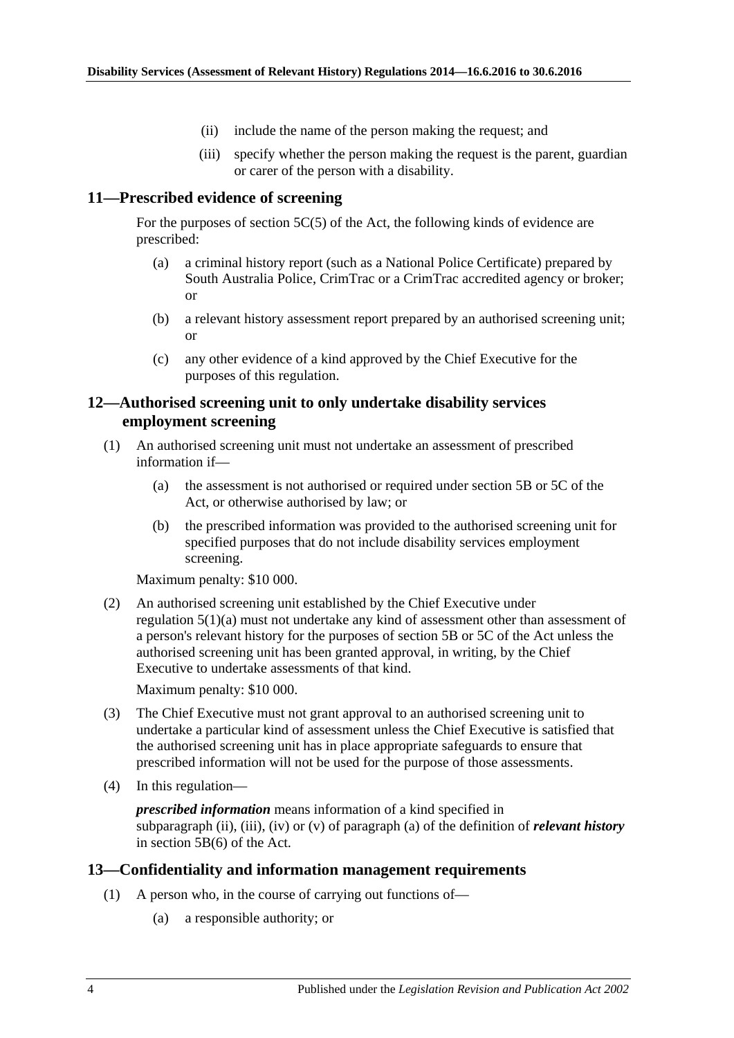(ii) include the name of the person making the request; and

(iii) specify whether the person making the request is the parent, guardian or carer of the person with a disability.

## 11—Prescribed evidence of screening

For the purposes of section 5C(5) of the Act, the following kinds of evidence are prescribed:

(a) a criminal history report (such as a National Police Certificate) prepared by South Australia Police, CrimTrac or a CrimTrac accredited agency or broker; or

(b) a relevant history assessment report prepared by an authorised screening unit; or

(c) any other evidence of a kind approved by the Chief Executive for the purposes of this regulation.

## 12—Authorised screening unit to only undertake disability services employment screening

(1) An authorised screening unit must not undertake an assessment of prescribed information if—

(a) the assessment is not authorised or required under section 5B or 5C of the Act, or otherwise authorised by law; or

(b) the prescribed information was provided to the authorised screening unit for specified purposes that do not include disability services employment screening.

Maximum penalty: $10 000.

(2) An authorised screening unit established by the Chief Executive under regulation 5(1)(a) must not undertake any kind of assessment other than assessment of a person's relevant history for the purposes of section 5B or 5C of the Act unless the authorised screening unit has been granted approval, in writing, by the Chief Executive to undertake assessments of that kind.

Maximum penalty: $10 000.

(3) The Chief Executive must not grant approval to an authorised screening unit to undertake a particular kind of assessment unless the Chief Executive is satisfied that the authorised screening unit has in place appropriate safeguards to ensure that prescribed information will not be used for the purpose of those assessments.

(4) In this regulation—

***prescribed information*** means information of a kind specified in subparagraph (ii), (iii), (iv) or (v) of paragraph (a) of the definition of ***relevant history*** in section 5B(6) of the Act.

## 13—Confidentiality and information management requirements

(1) A person who, in the course of carrying out functions of—

(a) a responsible authority; or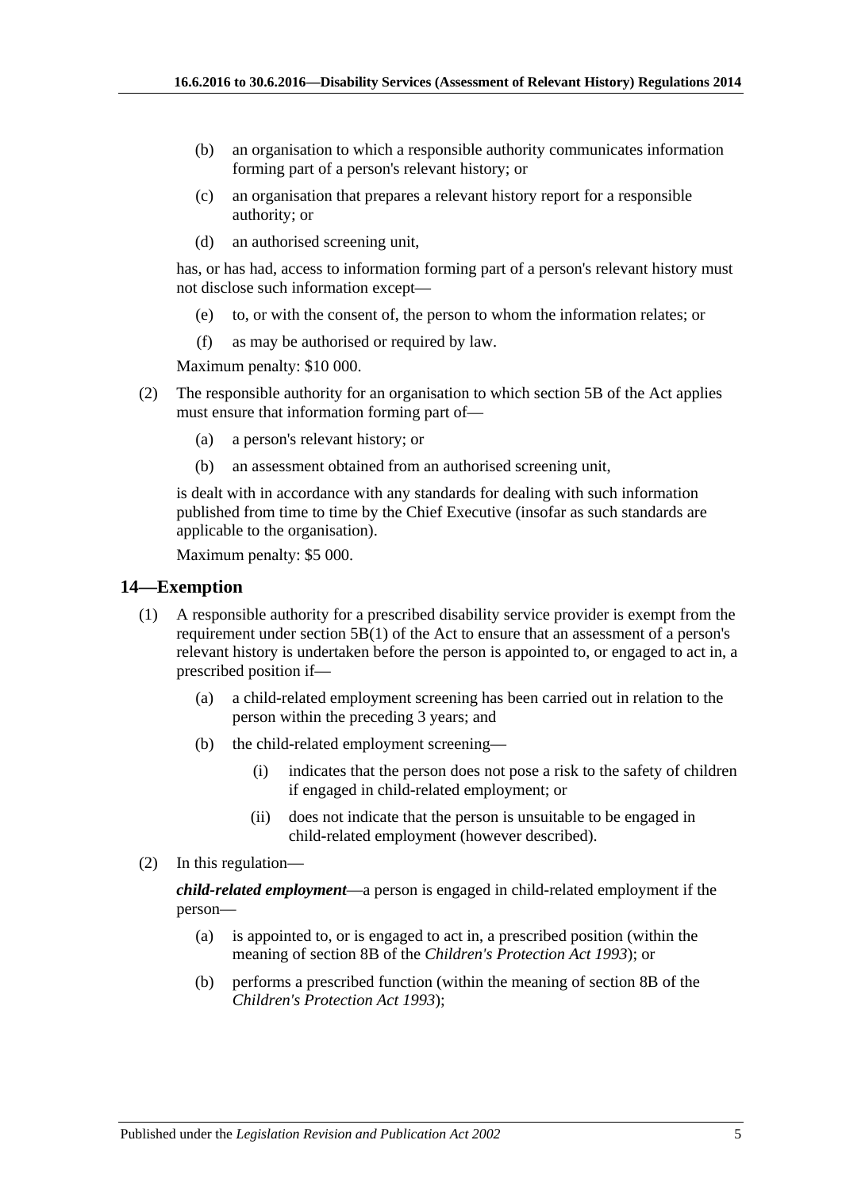(b) an organisation to which a responsible authority communicates information forming part of a person's relevant history; or

(c) an organisation that prepares a relevant history report for a responsible authority; or

(d) an authorised screening unit,

has, or has had, access to information forming part of a person's relevant history must not disclose such information except—

(e) to, or with the consent of, the person to whom the information relates; or

(f) as may be authorised or required by law.

Maximum penalty: $10 000.

(2) The responsible authority for an organisation to which section 5B of the Act applies must ensure that information forming part of—

(a) a person's relevant history; or

(b) an assessment obtained from an authorised screening unit,

is dealt with in accordance with any standards for dealing with such information published from time to time by the Chief Executive (insofar as such standards are applicable to the organisation).

Maximum penalty: $5 000.

## 14—Exemption

(1) A responsible authority for a prescribed disability service provider is exempt from the requirement under section 5B(1) of the Act to ensure that an assessment of a person's relevant history is undertaken before the person is appointed to, or engaged to act in, a prescribed position if—

(a) a child-related employment screening has been carried out in relation to the person within the preceding 3 years; and

(b) the child-related employment screening—

(i) indicates that the person does not pose a risk to the safety of children if engaged in child-related employment; or

(ii) does not indicate that the person is unsuitable to be engaged in child-related employment (however described).

(2) In this regulation—

***child-related employment***—a person is engaged in child-related employment if the person—

(a) is appointed to, or is engaged to act in, a prescribed position (within the meaning of section 8B of the *Children's Protection Act 1993*); or

(b) performs a prescribed function (within the meaning of section 8B of the *Children's Protection Act 1993*);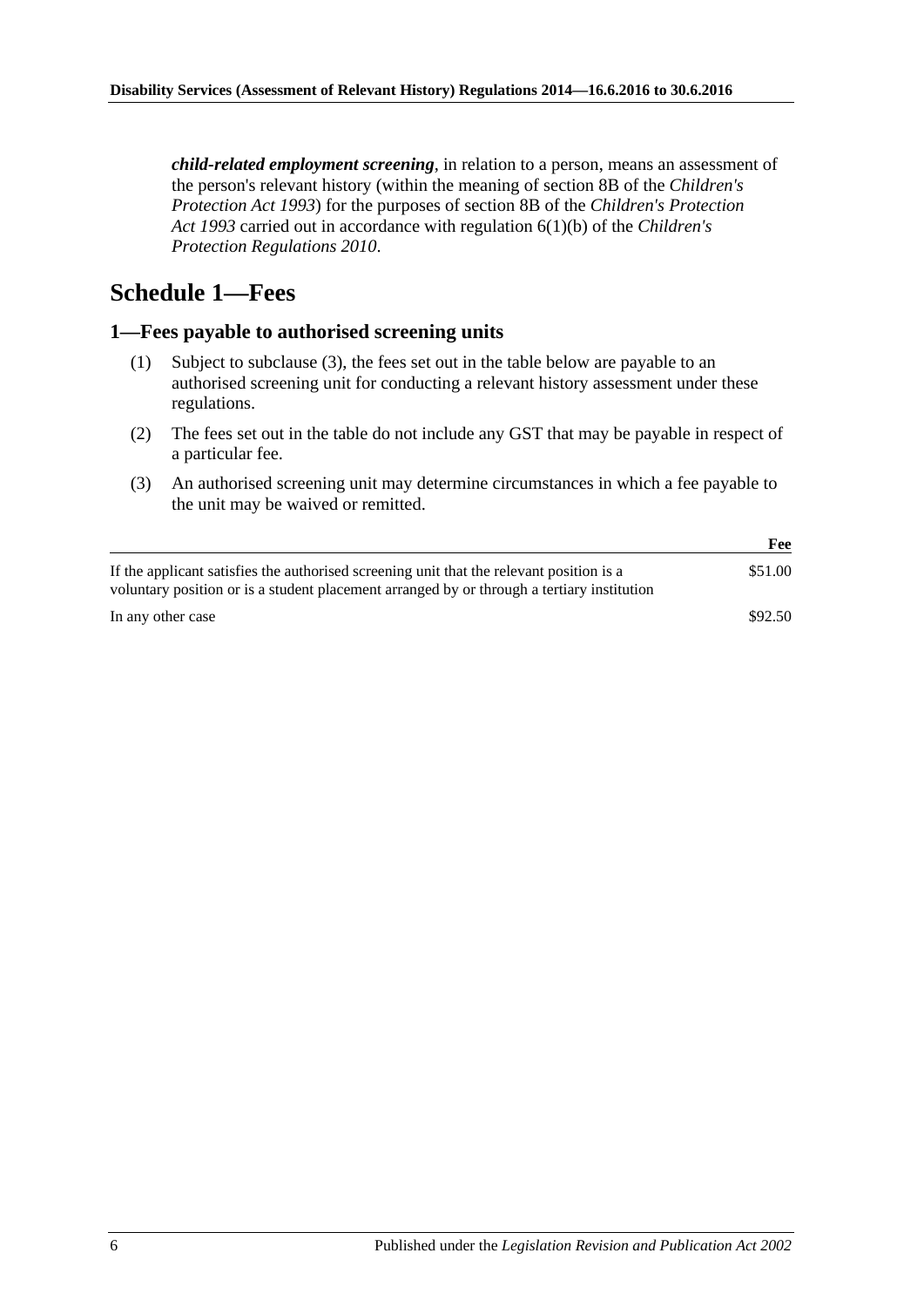***child-related employment screening***, in relation to a person, means an assessment of the person's relevant history (within the meaning of section 8B of the *Children's Protection Act 1993*) for the purposes of section 8B of the *Children's Protection Act 1993* carried out in accordance with regulation 6(1)(b) of the *Children's Protection Regulations 2010*.

# Schedule 1—Fees

## 1—Fees payable to authorised screening units

(1) Subject to subclause (3), the fees set out in the table below are payable to an authorised screening unit for conducting a relevant history assessment under these regulations.

(2) The fees set out in the table do not include any GST that may be payable in respect of a particular fee.

(3) An authorised screening unit may determine circumstances in which a fee payable to the unit may be waived or remitted.

| | Fee |
|---|---|
| If the applicant satisfies the authorised screening unit that the relevant position is a voluntary position or is a student placement arranged by or through a tertiary institution | $51.00 |
| In any other case | $92.50 |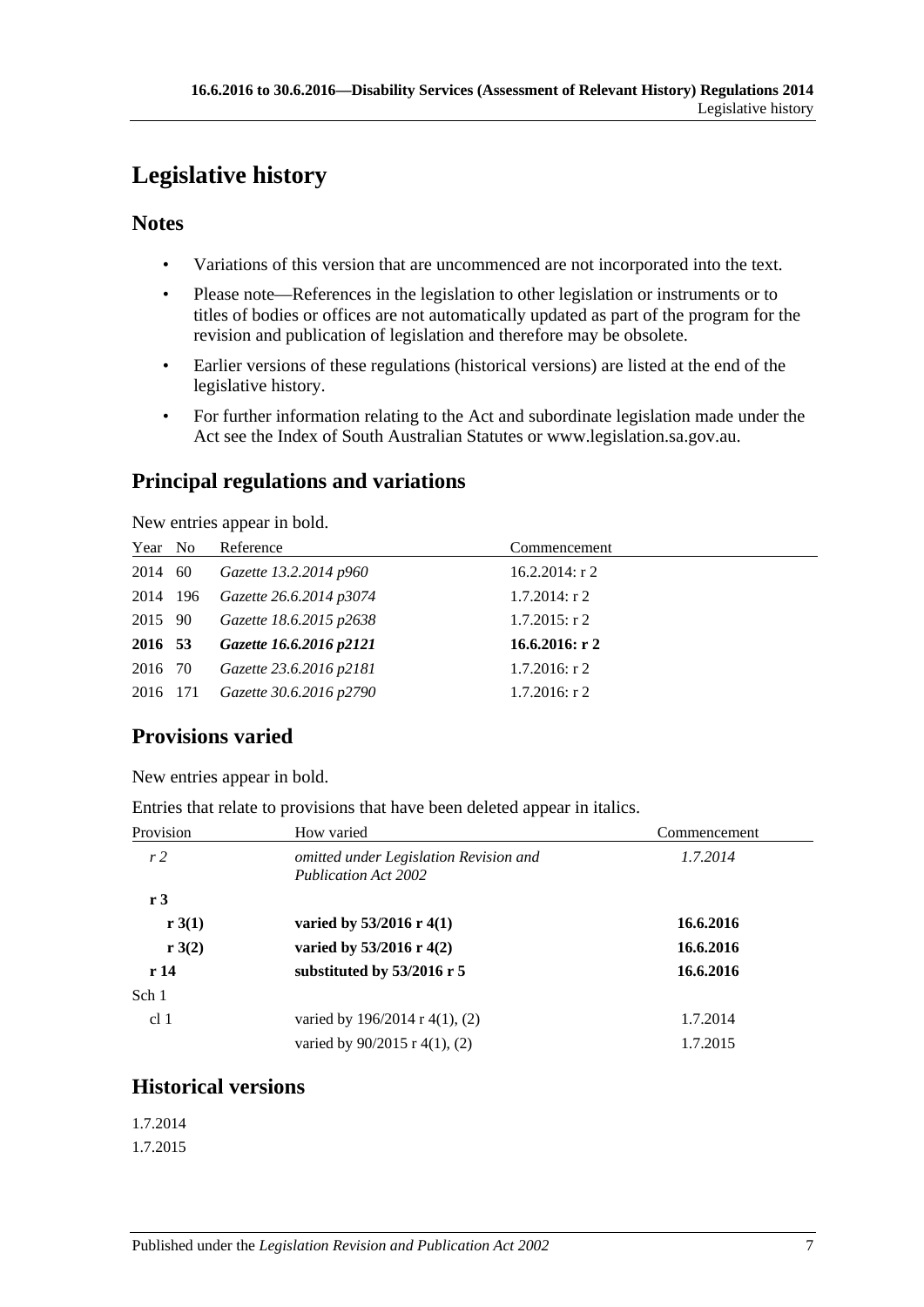# Legislative history

## Notes

- Variations of this version that are uncommenced are not incorporated into the text.
- Please note—References in the legislation to other legislation or instruments or to titles of bodies or offices are not automatically updated as part of the program for the revision and publication of legislation and therefore may be obsolete.
- Earlier versions of these regulations (historical versions) are listed at the end of the legislative history.
- For further information relating to the Act and subordinate legislation made under the Act see the Index of South Australian Statutes or www.legislation.sa.gov.au.

## Principal regulations and variations

New entries appear in bold.

| Year | No | Reference | Commencement |
|---|---|---|---|
| 2014 | 60 | *Gazette 13.2.2014 p960* | 16.2.2014: r 2 |
| 2014 | 196 | *Gazette 26.6.2014 p3074* | 1.7.2014: r 2 |
| 2015 | 90 | *Gazette 18.6.2015 p2638* | 1.7.2015: r 2 |
| **2016** | **53** | ***Gazette 16.6.2016 p2121*** | **16.6.2016: r 2** |
| 2016 | 70 | *Gazette 23.6.2016 p2181* | 1.7.2016: r 2 |
| 2016 | 171 | *Gazette 30.6.2016 p2790* | 1.7.2016: r 2 |

## Provisions varied

New entries appear in bold.

Entries that relate to provisions that have been deleted appear in italics.

| Provision | How varied | Commencement |
|---|---|---|
| *r 2* | *omitted under Legislation Revision and Publication Act 2002* | *1.7.2014* |
| **r 3** | | |
| **r 3(1)** | **varied by 53/2016 r 4(1)** | **16.6.2016** |
| **r 3(2)** | **varied by 53/2016 r 4(2)** | **16.6.2016** |
| **r 14** | **substituted by 53/2016 r 5** | **16.6.2016** |
| Sch 1 | | |
| cl 1 | varied by 196/2014 r 4(1), (2) | 1.7.2014 |
| | varied by 90/2015 r 4(1), (2) | 1.7.2015 |

## Historical versions

1.7.2014

1.7.2015